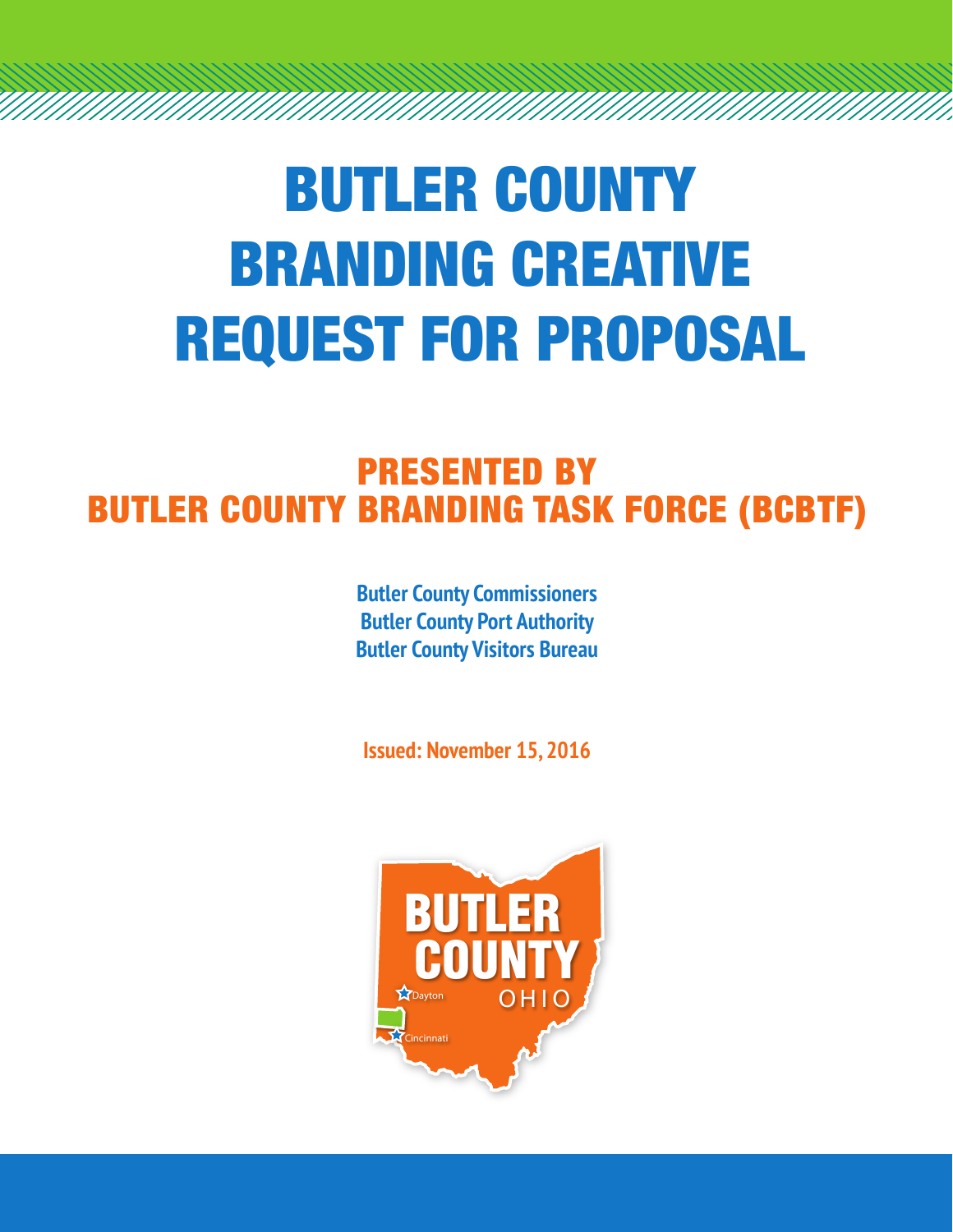# BUTLER COUNTY BRANDING CREATIVE REQUEST FOR PROPOSAL

## PRESENTED BY BUTLER COUNTY BRANDING TASK FORCE (BCBTF)

**Butler County Commissioners**
**Butler County Port Authority**
**Butler County Visitors Bureau**

**Issued: November 15, 2016**

BUTLER COUNTY OHIO

Dayton

Cincinnati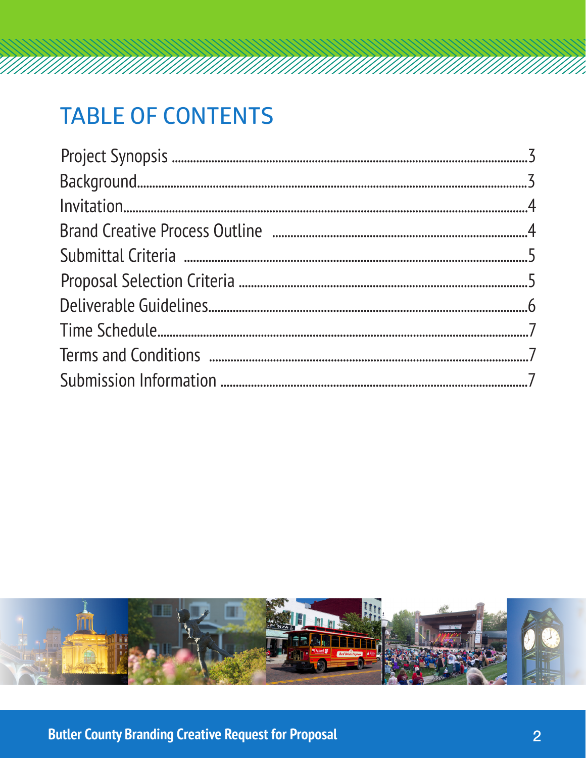# TABLE OF CONTENTS

| Section | Page |
|---|---|
| Project Synopsis | 3 |
| Background | 3 |
| Invitation | 4 |
| Brand Creative Process Outline | 4 |
| Submittal Criteria | 5 |
| Proposal Selection Criteria | 5 |
| Deliverable Guidelines | 6 |
| Time Schedule | 7 |
| Terms and Conditions | 7 |
| Submission Information | 7 |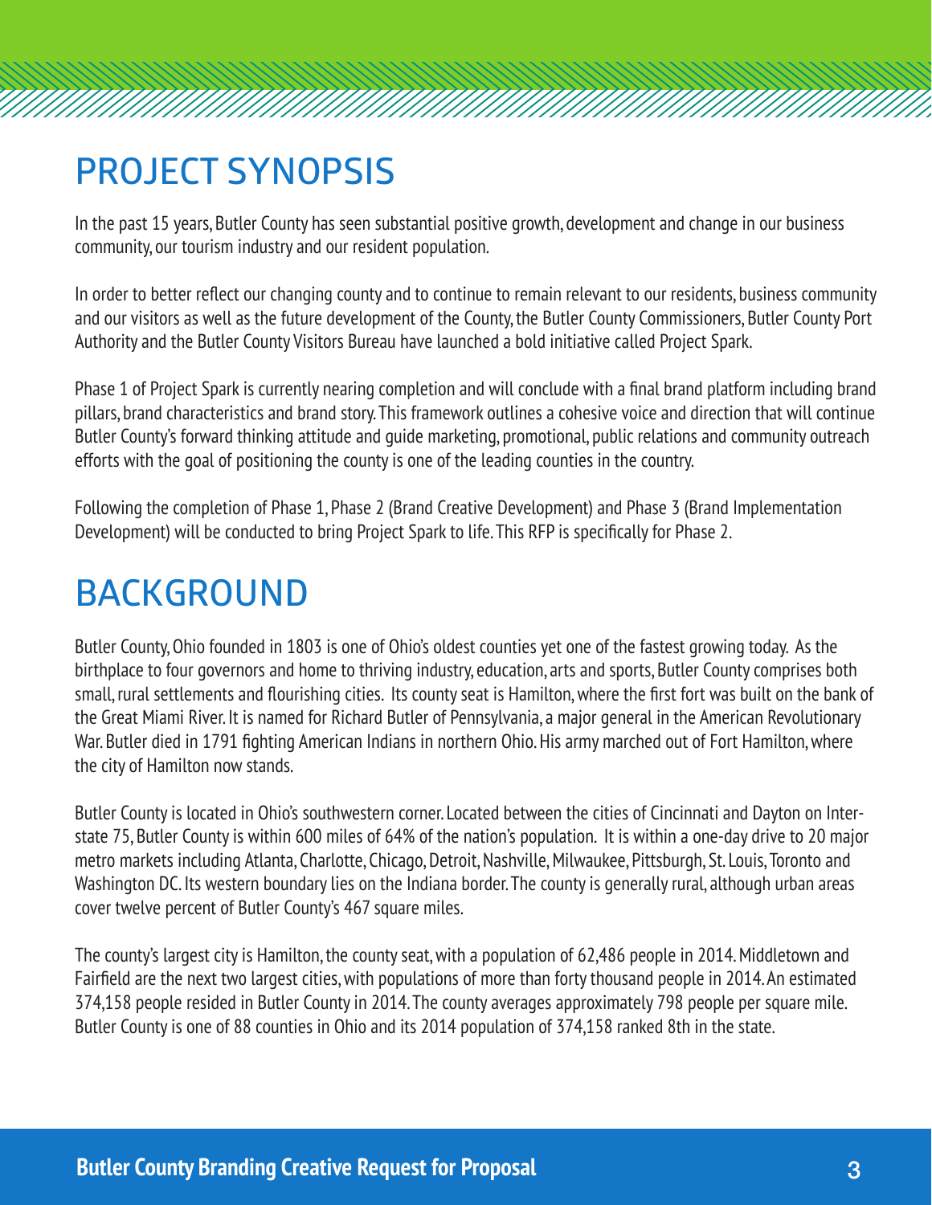# PROJECT SYNOPSIS

In the past 15 years, Butler County has seen substantial positive growth, development and change in our business community, our tourism industry and our resident population.

In order to better reflect our changing county and to continue to remain relevant to our residents, business community and our visitors as well as the future development of the County, the Butler County Commissioners, Butler County Port Authority and the Butler County Visitors Bureau have launched a bold initiative called Project Spark.

Phase 1 of Project Spark is currently nearing completion and will conclude with a final brand platform including brand pillars, brand characteristics and brand story. This framework outlines a cohesive voice and direction that will continue Butler County's forward thinking attitude and guide marketing, promotional, public relations and community outreach efforts with the goal of positioning the county is one of the leading counties in the country.

Following the completion of Phase 1, Phase 2 (Brand Creative Development) and Phase 3 (Brand Implementation Development) will be conducted to bring Project Spark to life. This RFP is specifically for Phase 2.

# BACKGROUND

Butler County, Ohio founded in 1803 is one of Ohio's oldest counties yet one of the fastest growing today. As the birthplace to four governors and home to thriving industry, education, arts and sports, Butler County comprises both small, rural settlements and flourishing cities. Its county seat is Hamilton, where the first fort was built on the bank of the Great Miami River. It is named for Richard Butler of Pennsylvania, a major general in the American Revolutionary War. Butler died in 1791 fighting American Indians in northern Ohio. His army marched out of Fort Hamilton, where the city of Hamilton now stands.

Butler County is located in Ohio's southwestern corner. Located between the cities of Cincinnati and Dayton on Interstate 75, Butler County is within 600 miles of 64% of the nation's population. It is within a one-day drive to 20 major metro markets including Atlanta, Charlotte, Chicago, Detroit, Nashville, Milwaukee, Pittsburgh, St. Louis, Toronto and Washington DC. Its western boundary lies on the Indiana border. The county is generally rural, although urban areas cover twelve percent of Butler County's 467 square miles.

The county's largest city is Hamilton, the county seat, with a population of 62,486 people in 2014. Middletown and Fairfield are the next two largest cities, with populations of more than forty thousand people in 2014. An estimated 374,158 people resided in Butler County in 2014. The county averages approximately 798 people per square mile. Butler County is one of 88 counties in Ohio and its 2014 population of 374,158 ranked 8th in the state.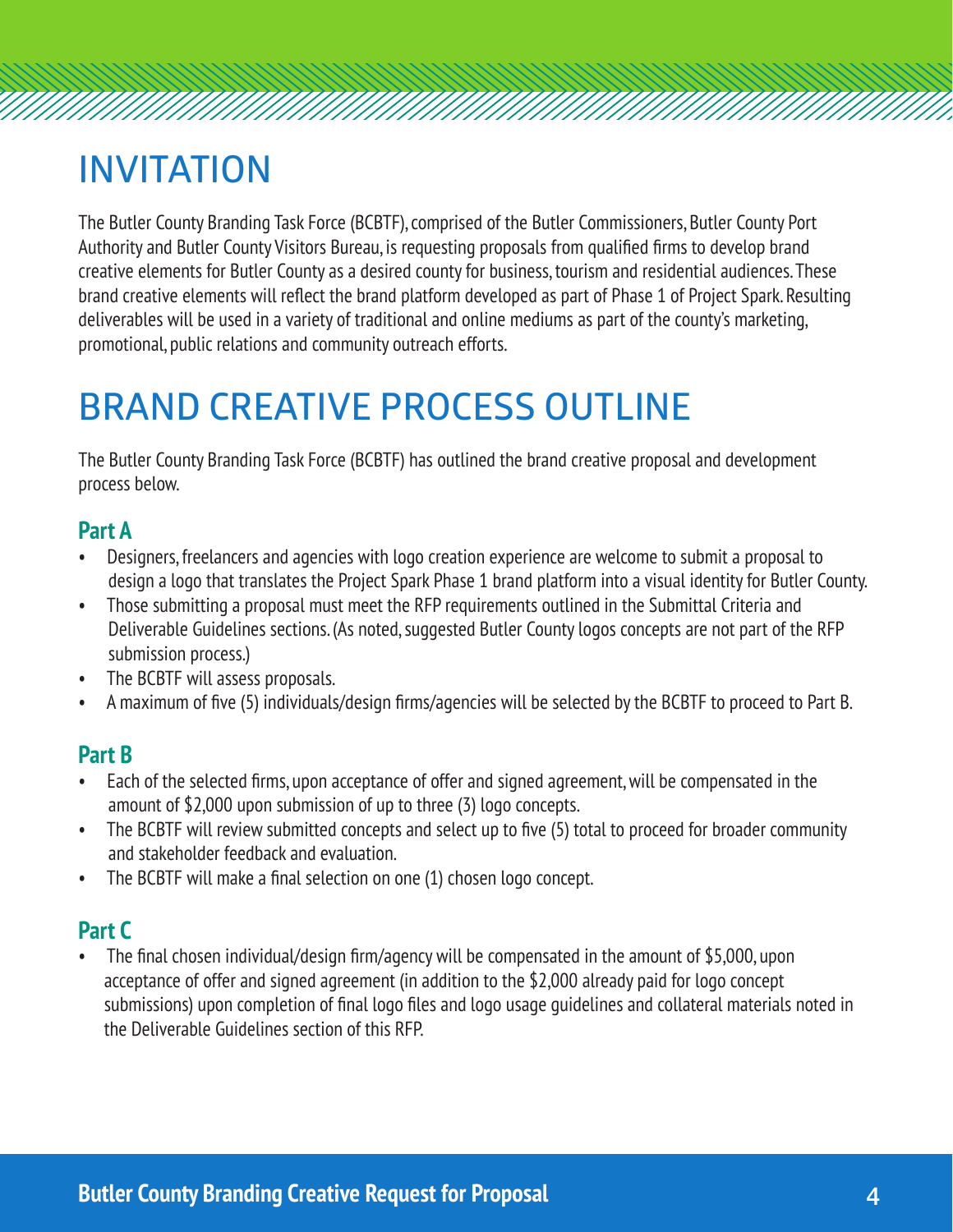# INVITATION

The Butler County Branding Task Force (BCBTF), comprised of the Butler Commissioners, Butler County Port Authority and Butler County Visitors Bureau, is requesting proposals from qualified firms to develop brand creative elements for Butler County as a desired county for business, tourism and residential audiences. These brand creative elements will reflect the brand platform developed as part of Phase 1 of Project Spark. Resulting deliverables will be used in a variety of traditional and online mediums as part of the county's marketing, promotional, public relations and community outreach efforts.

# BRAND CREATIVE PROCESS OUTLINE

The Butler County Branding Task Force (BCBTF) has outlined the brand creative proposal and development process below.

## Part A

- Designers, freelancers and agencies with logo creation experience are welcome to submit a proposal to design a logo that translates the Project Spark Phase 1 brand platform into a visual identity for Butler County.
- Those submitting a proposal must meet the RFP requirements outlined in the Submittal Criteria and Deliverable Guidelines sections. (As noted, suggested Butler County logos concepts are not part of the RFP submission process.)
- The BCBTF will assess proposals.
- A maximum of five (5) individuals/design firms/agencies will be selected by the BCBTF to proceed to Part B.

## Part B

- Each of the selected firms, upon acceptance of offer and signed agreement, will be compensated in the amount of $2,000 upon submission of up to three (3) logo concepts.
- The BCBTF will review submitted concepts and select up to five (5) total to proceed for broader community and stakeholder feedback and evaluation.
- The BCBTF will make a final selection on one (1) chosen logo concept.

## Part C

- The final chosen individual/design firm/agency will be compensated in the amount of $5,000, upon acceptance of offer and signed agreement (in addition to the $2,000 already paid for logo concept submissions) upon completion of final logo files and logo usage guidelines and collateral materials noted in the Deliverable Guidelines section of this RFP.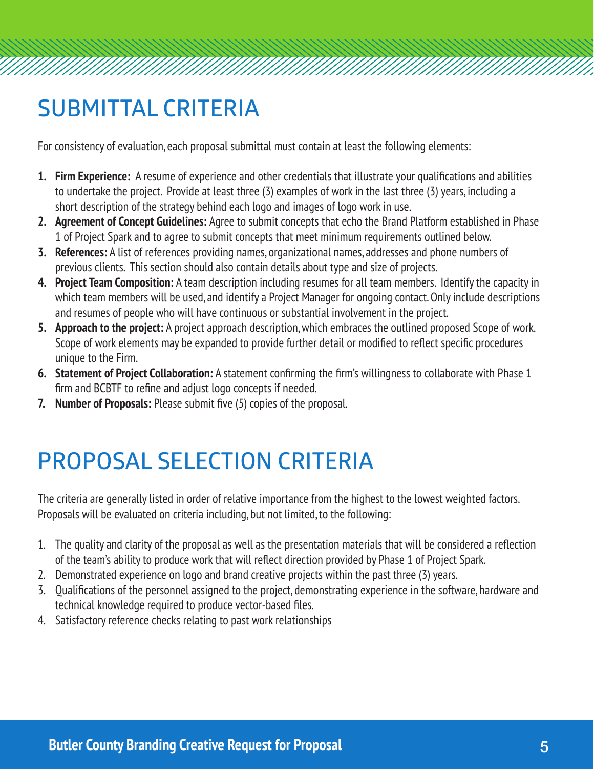# SUBMITTAL CRITERIA

For consistency of evaluation, each proposal submittal must contain at least the following elements:

1. **Firm Experience:** A resume of experience and other credentials that illustrate your qualifications and abilities to undertake the project. Provide at least three (3) examples of work in the last three (3) years, including a short description of the strategy behind each logo and images of logo work in use.
2. **Agreement of Concept Guidelines:** Agree to submit concepts that echo the Brand Platform established in Phase 1 of Project Spark and to agree to submit concepts that meet minimum requirements outlined below.
3. **References:** A list of references providing names, organizational names, addresses and phone numbers of previous clients. This section should also contain details about type and size of projects.
4. **Project Team Composition:** A team description including resumes for all team members. Identify the capacity in which team members will be used, and identify a Project Manager for ongoing contact. Only include descriptions and resumes of people who will have continuous or substantial involvement in the project.
5. **Approach to the project:** A project approach description, which embraces the outlined proposed Scope of work. Scope of work elements may be expanded to provide further detail or modified to reflect specific procedures unique to the Firm.
6. **Statement of Project Collaboration:** A statement confirming the firm's willingness to collaborate with Phase 1 firm and BCBTF to refine and adjust logo concepts if needed.
7. **Number of Proposals:** Please submit five (5) copies of the proposal.

# PROPOSAL SELECTION CRITERIA

The criteria are generally listed in order of relative importance from the highest to the lowest weighted factors. Proposals will be evaluated on criteria including, but not limited, to the following:

1. The quality and clarity of the proposal as well as the presentation materials that will be considered a reflection of the team's ability to produce work that will reflect direction provided by Phase 1 of Project Spark.
2. Demonstrated experience on logo and brand creative projects within the past three (3) years.
3. Qualifications of the personnel assigned to the project, demonstrating experience in the software, hardware and technical knowledge required to produce vector-based files.
4. Satisfactory reference checks relating to past work relationships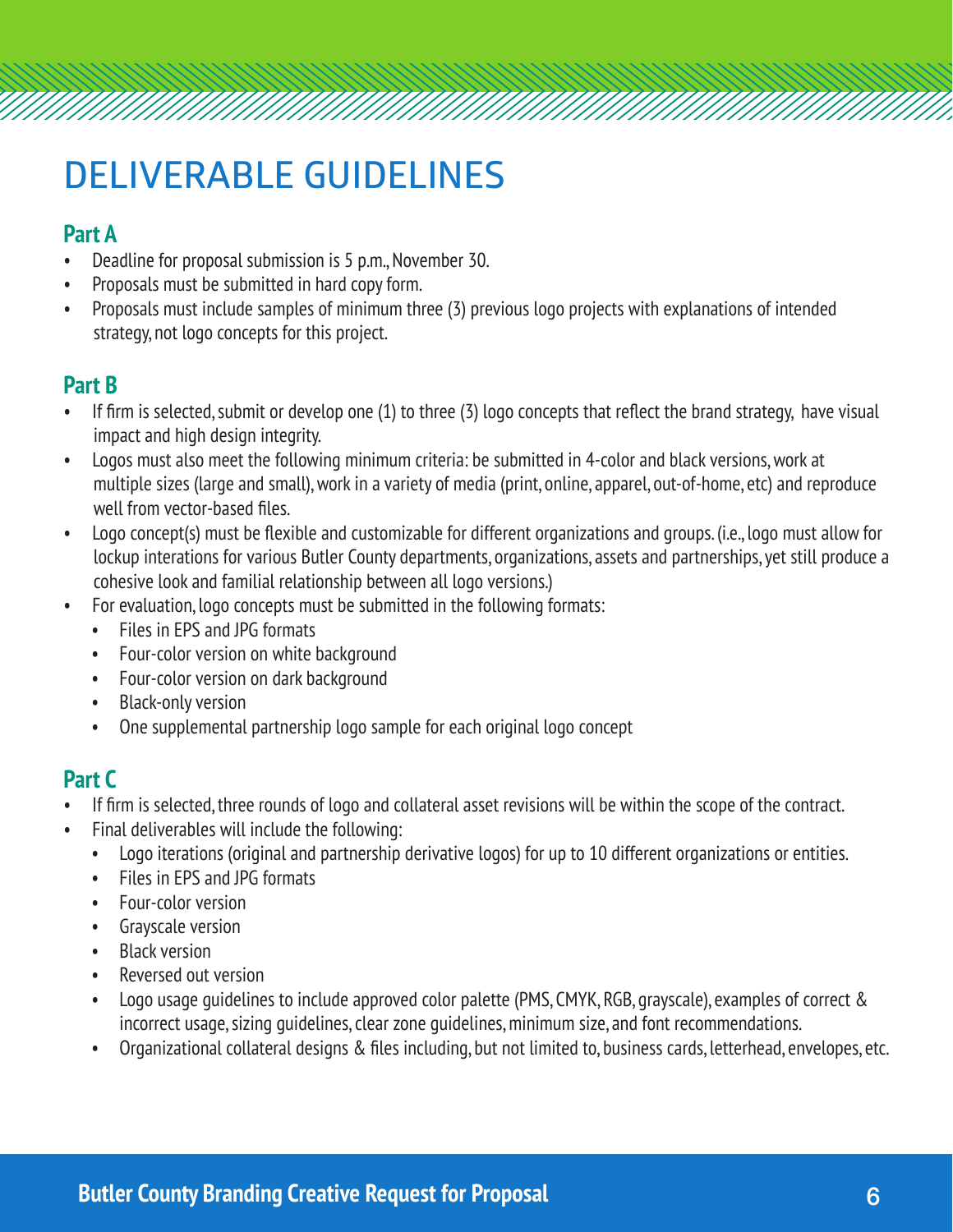# DELIVERABLE GUIDELINES

## Part A

- Deadline for proposal submission is 5 p.m., November 30.
- Proposals must be submitted in hard copy form.
- Proposals must include samples of minimum three (3) previous logo projects with explanations of intended strategy, not logo concepts for this project.

## Part B

- If firm is selected, submit or develop one (1) to three (3) logo concepts that reflect the brand strategy, have visual impact and high design integrity.
- Logos must also meet the following minimum criteria: be submitted in 4-color and black versions, work at multiple sizes (large and small), work in a variety of media (print, online, apparel, out-of-home, etc) and reproduce well from vector-based files.
- Logo concept(s) must be flexible and customizable for different organizations and groups. (i.e., logo must allow for lockup interations for various Butler County departments, organizations, assets and partnerships, yet still produce a cohesive look and familial relationship between all logo versions.)
- For evaluation, logo concepts must be submitted in the following formats:
  - Files in EPS and JPG formats
  - Four-color version on white background
  - Four-color version on dark background
  - Black-only version
  - One supplemental partnership logo sample for each original logo concept

## Part C

- If firm is selected, three rounds of logo and collateral asset revisions will be within the scope of the contract.
- Final deliverables will include the following:
  - Logo iterations (original and partnership derivative logos) for up to 10 different organizations or entities.
  - Files in EPS and JPG formats
  - Four-color version
  - Grayscale version
  - Black version
  - Reversed out version
  - Logo usage guidelines to include approved color palette (PMS, CMYK, RGB, grayscale), examples of correct & incorrect usage, sizing guidelines, clear zone guidelines, minimum size, and font recommendations.
  - Organizational collateral designs & files including, but not limited to, business cards, letterhead, envelopes, etc.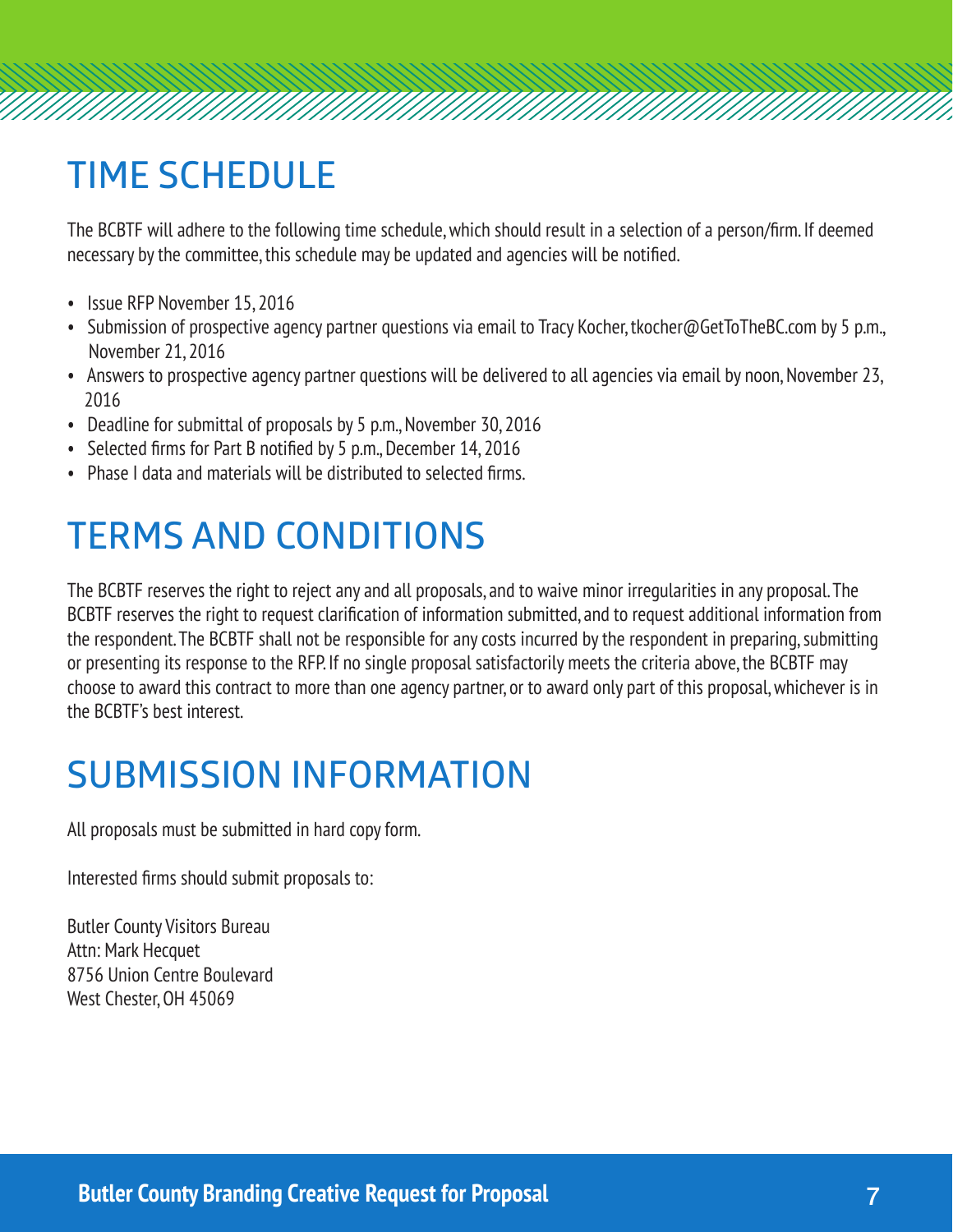# TIME SCHEDULE

The BCBTF will adhere to the following time schedule, which should result in a selection of a person/firm. If deemed necessary by the committee, this schedule may be updated and agencies will be notified.

- Issue RFP November 15, 2016
- Submission of prospective agency partner questions via email to Tracy Kocher, tkocher@GetToTheBC.com by 5 p.m., November 21, 2016
- Answers to prospective agency partner questions will be delivered to all agencies via email by noon, November 23, 2016
- Deadline for submittal of proposals by 5 p.m., November 30, 2016
- Selected firms for Part B notified by 5 p.m., December 14, 2016
- Phase I data and materials will be distributed to selected firms.

# TERMS AND CONDITIONS

The BCBTF reserves the right to reject any and all proposals, and to waive minor irregularities in any proposal. The BCBTF reserves the right to request clarification of information submitted, and to request additional information from the respondent. The BCBTF shall not be responsible for any costs incurred by the respondent in preparing, submitting or presenting its response to the RFP. If no single proposal satisfactorily meets the criteria above, the BCBTF may choose to award this contract to more than one agency partner, or to award only part of this proposal, whichever is in the BCBTF's best interest.

# SUBMISSION INFORMATION

All proposals must be submitted in hard copy form.

Interested firms should submit proposals to:

Butler County Visitors Bureau
Attn: Mark Hecquet
8756 Union Centre Boulevard
West Chester, OH 45069